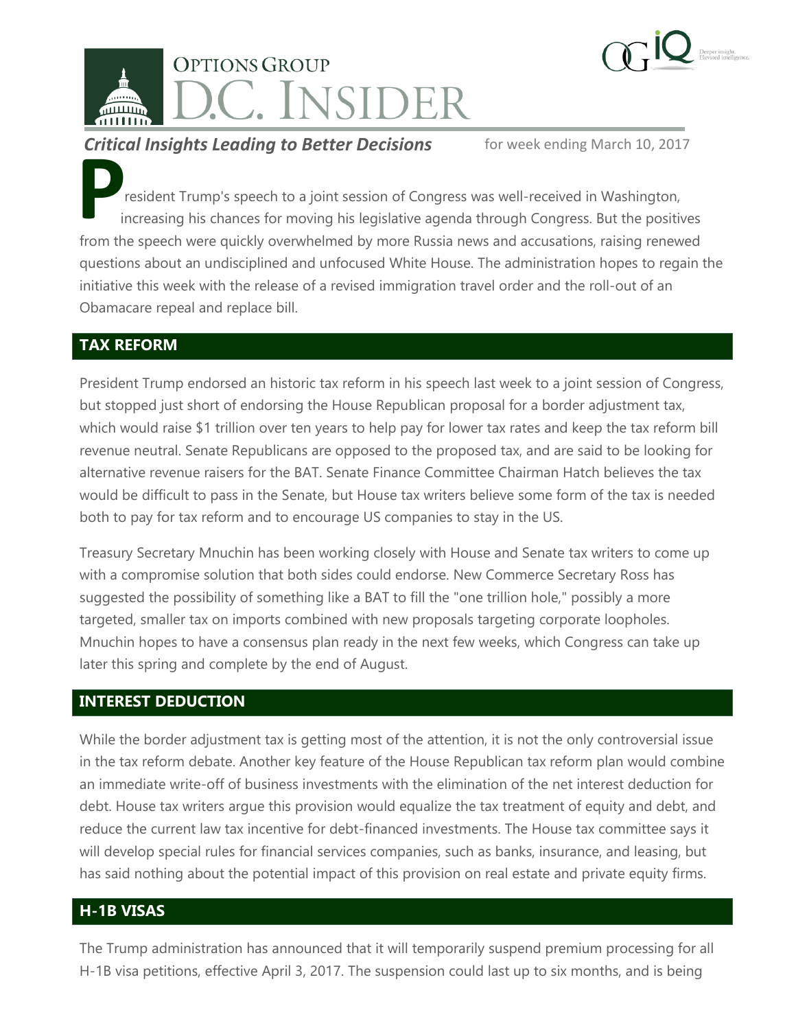# OPTIONS GROUP D.C. INSIDER

***Critical Insights Leading to Better Decisions*** for week ending March 10, 2017

President Trump's speech to a joint session of Congress was well-received in Washington, increasing his chances for moving his legislative agenda through Congress. But the positives from the speech were quickly overwhelmed by more Russia news and accusations, raising renewed questions about an undisciplined and unfocused White House. The administration hopes to regain the initiative this week with the release of a revised immigration travel order and the roll-out of an Obamacare repeal and replace bill.

## TAX REFORM

President Trump endorsed an historic tax reform in his speech last week to a joint session of Congress, but stopped just short of endorsing the House Republican proposal for a border adjustment tax, which would raise $1 trillion over ten years to help pay for lower tax rates and keep the tax reform bill revenue neutral. Senate Republicans are opposed to the proposed tax, and are said to be looking for alternative revenue raisers for the BAT. Senate Finance Committee Chairman Hatch believes the tax would be difficult to pass in the Senate, but House tax writers believe some form of the tax is needed both to pay for tax reform and to encourage US companies to stay in the US.

Treasury Secretary Mnuchin has been working closely with House and Senate tax writers to come up with a compromise solution that both sides could endorse. New Commerce Secretary Ross has suggested the possibility of something like a BAT to fill the "one trillion hole," possibly a more targeted, smaller tax on imports combined with new proposals targeting corporate loopholes. Mnuchin hopes to have a consensus plan ready in the next few weeks, which Congress can take up later this spring and complete by the end of August.

## INTEREST DEDUCTION

While the border adjustment tax is getting most of the attention, it is not the only controversial issue in the tax reform debate. Another key feature of the House Republican tax reform plan would combine an immediate write-off of business investments with the elimination of the net interest deduction for debt. House tax writers argue this provision would equalize the tax treatment of equity and debt, and reduce the current law tax incentive for debt-financed investments. The House tax committee says it will develop special rules for financial services companies, such as banks, insurance, and leasing, but has said nothing about the potential impact of this provision on real estate and private equity firms.

## H-1B VISAS

The Trump administration has announced that it will temporarily suspend premium processing for all H-1B visa petitions, effective April 3, 2017. The suspension could last up to six months, and is being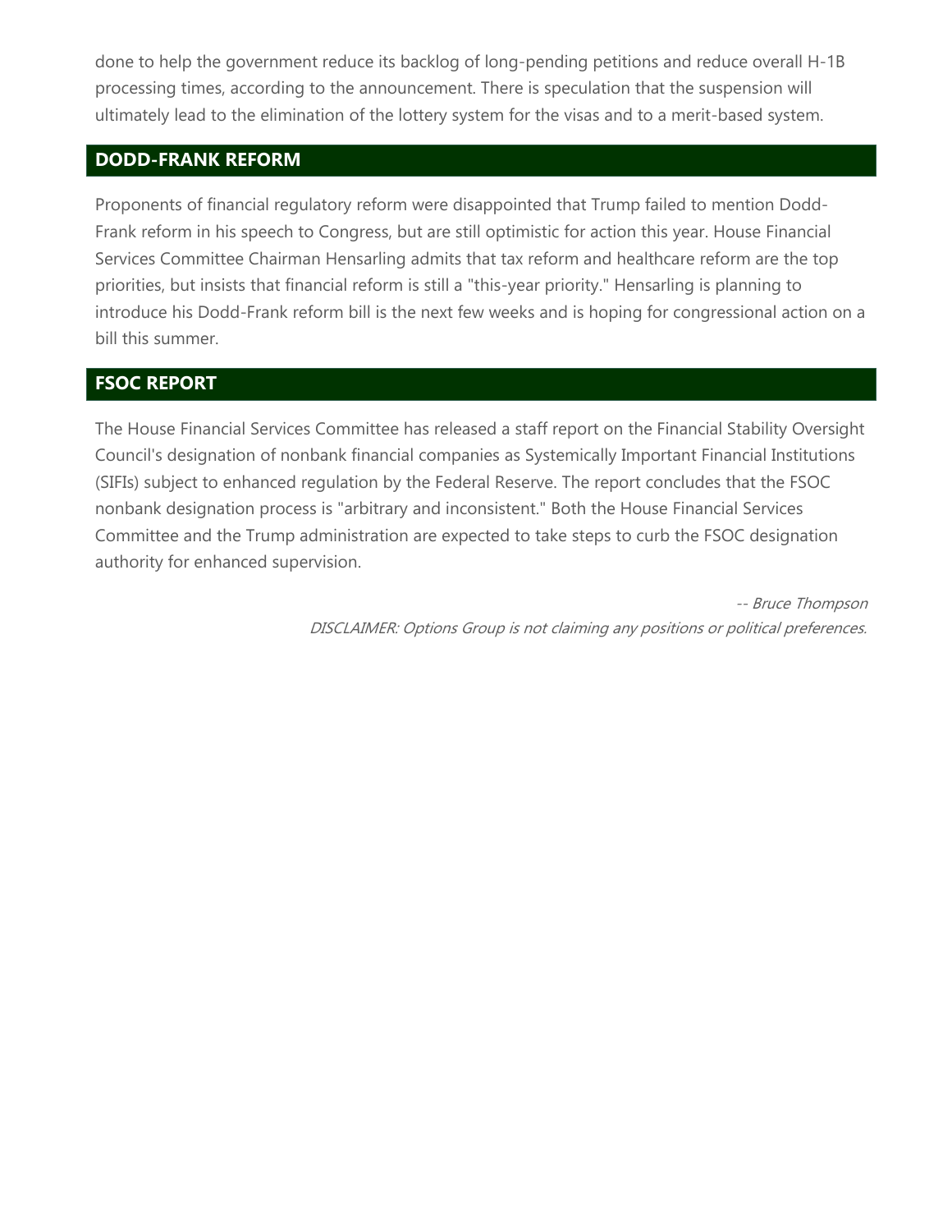done to help the government reduce its backlog of long-pending petitions and reduce overall H-1B processing times, according to the announcement. There is speculation that the suspension will ultimately lead to the elimination of the lottery system for the visas and to a merit-based system.

## DODD-FRANK REFORM

Proponents of financial regulatory reform were disappointed that Trump failed to mention Dodd-Frank reform in his speech to Congress, but are still optimistic for action this year. House Financial Services Committee Chairman Hensarling admits that tax reform and healthcare reform are the top priorities, but insists that financial reform is still a "this-year priority." Hensarling is planning to introduce his Dodd-Frank reform bill is the next few weeks and is hoping for congressional action on a bill this summer.

## FSOC REPORT

The House Financial Services Committee has released a staff report on the Financial Stability Oversight Council's designation of nonbank financial companies as Systemically Important Financial Institutions (SIFIs) subject to enhanced regulation by the Federal Reserve. The report concludes that the FSOC nonbank designation process is "arbitrary and inconsistent." Both the House Financial Services Committee and the Trump administration are expected to take steps to curb the FSOC designation authority for enhanced supervision.

*-- Bruce Thompson*

*DISCLAIMER: Options Group is not claiming any positions or political preferences.*